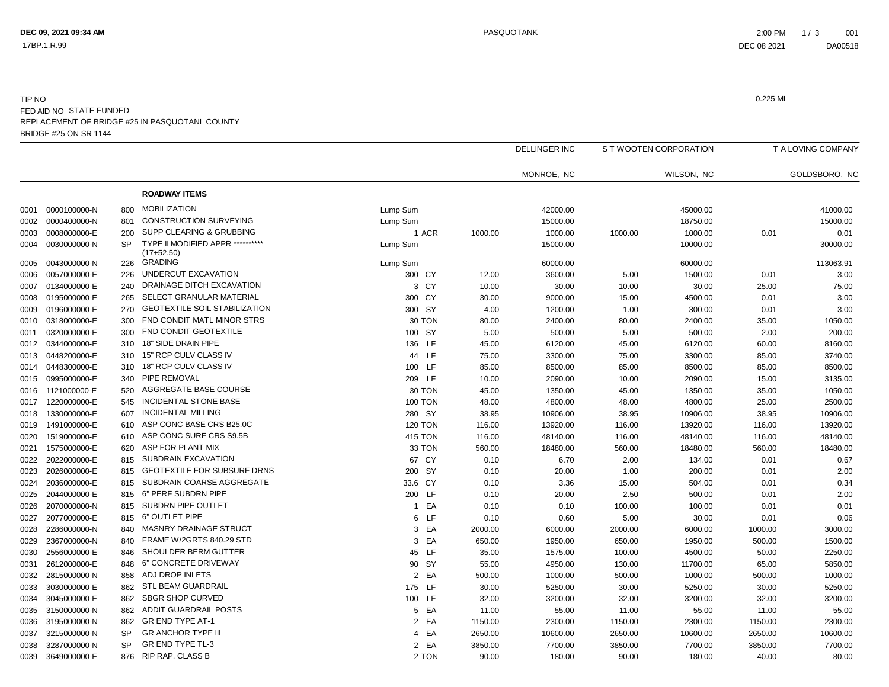TIP NO 0.225 MI

FED AID NO STATE FUNDED

REPLACEMENT OF BRIDGE #25 IN PASQUOTANL COUNTY

BRIDGE #25 ON SR 1144

| | | | | | | DELLINGER INC | | S T WOOTEN CORPORATION | | T A LOVING COMPANY | |
|---|---|---|---|---|---|---|---|---|---|---|---|
| | | | | | | MONROE, NC | | WILSON, NC | | GOLDSBORO, NC | |
| | | | **ROADWAY ITEMS** | | | | | | | | |
| 0001 | 0000100000-N | 800 | MOBILIZATION | Lump Sum | | | 42000.00 | | 45000.00 | | 41000.00 |
| 0002 | 0000400000-N | 801 | CONSTRUCTION SURVEYING | Lump Sum | | | 15000.00 | | 18750.00 | | 15000.00 |
| 0003 | 0008000000-E | 200 | SUPP CLEARING & GRUBBING | 1 | ACR | 1000.00 | 1000.00 | 1000.00 | 1000.00 | 0.01 | 0.01 |
| 0004 | 0030000000-N | SP | TYPE II MODIFIED APPR ********** (17+52.50) | Lump Sum | | | 15000.00 | | 10000.00 | | 30000.00 |
| 0005 | 0043000000-N | 226 | GRADING | Lump Sum | | | 60000.00 | | 60000.00 | | 113063.91 |
| 0006 | 0057000000-E | 226 | UNDERCUT EXCAVATION | 300 | CY | 12.00 | 3600.00 | 5.00 | 1500.00 | 0.01 | 3.00 |
| 0007 | 0134000000-E | 240 | DRAINAGE DITCH EXCAVATION | 3 | CY | 10.00 | 30.00 | 10.00 | 30.00 | 25.00 | 75.00 |
| 0008 | 0195000000-E | 265 | SELECT GRANULAR MATERIAL | 300 | CY | 30.00 | 9000.00 | 15.00 | 4500.00 | 0.01 | 3.00 |
| 0009 | 0196000000-E | 270 | GEOTEXTILE SOIL STABILIZATION | 300 | SY | 4.00 | 1200.00 | 1.00 | 300.00 | 0.01 | 3.00 |
| 0010 | 0318000000-E | 300 | FND CONDIT MATL MINOR STRS | 30 | TON | 80.00 | 2400.00 | 80.00 | 2400.00 | 35.00 | 1050.00 |
| 0011 | 0320000000-E | 300 | FND CONDIT GEOTEXTILE | 100 | SY | 5.00 | 500.00 | 5.00 | 500.00 | 2.00 | 200.00 |
| 0012 | 0344000000-E | 310 | 18" SIDE DRAIN PIPE | 136 | LF | 45.00 | 6120.00 | 45.00 | 6120.00 | 60.00 | 8160.00 |
| 0013 | 0448200000-E | 310 | 15" RCP CULV CLASS IV | 44 | LF | 75.00 | 3300.00 | 75.00 | 3300.00 | 85.00 | 3740.00 |
| 0014 | 0448300000-E | 310 | 18" RCP CULV CLASS IV | 100 | LF | 85.00 | 8500.00 | 85.00 | 8500.00 | 85.00 | 8500.00 |
| 0015 | 0995000000-E | 340 | PIPE REMOVAL | 209 | LF | 10.00 | 2090.00 | 10.00 | 2090.00 | 15.00 | 3135.00 |
| 0016 | 1121000000-E | 520 | AGGREGATE BASE COURSE | 30 | TON | 45.00 | 1350.00 | 45.00 | 1350.00 | 35.00 | 1050.00 |
| 0017 | 1220000000-E | 545 | INCIDENTAL STONE BASE | 100 | TON | 48.00 | 4800.00 | 48.00 | 4800.00 | 25.00 | 2500.00 |
| 0018 | 1330000000-E | 607 | INCIDENTAL MILLING | 280 | SY | 38.95 | 10906.00 | 38.95 | 10906.00 | 38.95 | 10906.00 |
| 0019 | 1491000000-E | 610 | ASP CONC BASE CRS B25.0C | 120 | TON | 116.00 | 13920.00 | 116.00 | 13920.00 | 116.00 | 13920.00 |
| 0020 | 1519000000-E | 610 | ASP CONC SURF CRS S9.5B | 415 | TON | 116.00 | 48140.00 | 116.00 | 48140.00 | 116.00 | 48140.00 |
| 0021 | 1575000000-E | 620 | ASP FOR PLANT MIX | 33 | TON | 560.00 | 18480.00 | 560.00 | 18480.00 | 560.00 | 18480.00 |
| 0022 | 2022000000-E | 815 | SUBDRAIN EXCAVATION | 67 | CY | 0.10 | 6.70 | 2.00 | 134.00 | 0.01 | 0.67 |
| 0023 | 2026000000-E | 815 | GEOTEXTILE FOR SUBSURF DRNS | 200 | SY | 0.10 | 20.00 | 1.00 | 200.00 | 0.01 | 2.00 |
| 0024 | 2036000000-E | 815 | SUBDRAIN COARSE AGGREGATE | 33.6 | CY | 0.10 | 3.36 | 15.00 | 504.00 | 0.01 | 0.34 |
| 0025 | 2044000000-E | 815 | 6" PERF SUBDRN PIPE | 200 | LF | 0.10 | 20.00 | 2.50 | 500.00 | 0.01 | 2.00 |
| 0026 | 2070000000-N | 815 | SUBDRN PIPE OUTLET | 1 | EA | 0.10 | 0.10 | 100.00 | 100.00 | 0.01 | 0.01 |
| 0027 | 2077000000-E | 815 | 6" OUTLET PIPE | 6 | LF | 0.10 | 0.60 | 5.00 | 30.00 | 0.01 | 0.06 |
| 0028 | 2286000000-N | 840 | MASNRY DRAINAGE STRUCT | 3 | EA | 2000.00 | 6000.00 | 2000.00 | 6000.00 | 1000.00 | 3000.00 |
| 0029 | 2367000000-N | 840 | FRAME W/2GRTS 840.29 STD | 3 | EA | 650.00 | 1950.00 | 650.00 | 1950.00 | 500.00 | 1500.00 |
| 0030 | 2556000000-E | 846 | SHOULDER BERM GUTTER | 45 | LF | 35.00 | 1575.00 | 100.00 | 4500.00 | 50.00 | 2250.00 |
| 0031 | 2612000000-E | 848 | 6" CONCRETE DRIVEWAY | 90 | SY | 55.00 | 4950.00 | 130.00 | 11700.00 | 65.00 | 5850.00 |
| 0032 | 2815000000-N | 858 | ADJ DROP INLETS | 2 | EA | 500.00 | 1000.00 | 500.00 | 1000.00 | 500.00 | 1000.00 |
| 0033 | 3030000000-E | 862 | STL BEAM GUARDRAIL | 175 | LF | 30.00 | 5250.00 | 30.00 | 5250.00 | 30.00 | 5250.00 |
| 0034 | 3045000000-E | 862 | SBGR SHOP CURVED | 100 | LF | 32.00 | 3200.00 | 32.00 | 3200.00 | 32.00 | 3200.00 |
| 0035 | 3150000000-N | 862 | ADDIT GUARDRAIL POSTS | 5 | EA | 11.00 | 55.00 | 11.00 | 55.00 | 11.00 | 55.00 |
| 0036 | 3195000000-N | 862 | GR END TYPE AT-1 | 2 | EA | 1150.00 | 2300.00 | 1150.00 | 2300.00 | 1150.00 | 2300.00 |
| 0037 | 3215000000-N | SP | GR ANCHOR TYPE III | 4 | EA | 2650.00 | 10600.00 | 2650.00 | 10600.00 | 2650.00 | 10600.00 |
| 0038 | 3287000000-N | SP | GR END TYPE TL-3 | 2 | EA | 3850.00 | 7700.00 | 3850.00 | 7700.00 | 3850.00 | 7700.00 |
| 0039 | 3649000000-E | 876 | RIP RAP, CLASS B | 2 | TON | 90.00 | 180.00 | 90.00 | 180.00 | 40.00 | 80.00 |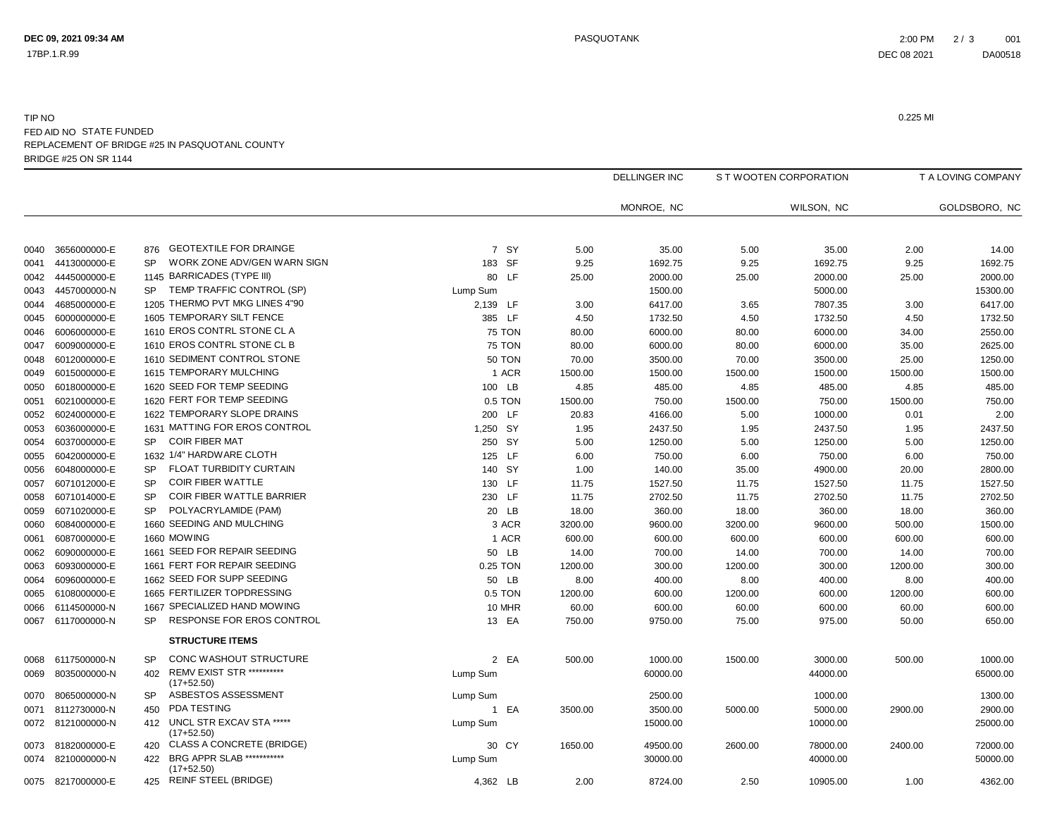TIP NO

FED AID NO STATE FUNDED

REPLACEMENT OF BRIDGE #25 IN PASQUOTANL COUNTY

BRIDGE #25 ON SR 1144

0.225 MI

| Line | Item No. | Sec | Description | Quantity | Unit | DELLINGER INC MONROE, NC Unit Price | DELLINGER INC MONROE, NC Amount | S T WOOTEN CORPORATION WILSON, NC Unit Price | S T WOOTEN CORPORATION WILSON, NC Amount | T A LOVING COMPANY GOLDSBORO, NC Unit Price | T A LOVING COMPANY GOLDSBORO, NC Amount |
|---|---|---|---|---|---|---|---|---|---|---|---|
| 0040 | 3656000000-E | 876 | GEOTEXTILE FOR DRAINGE | 7 | SY | 5.00 | 35.00 | 5.00 | 35.00 | 2.00 | 14.00 |
| 0041 | 4413000000-E | SP | WORK ZONE ADV/GEN WARN SIGN | 183 | SF | 9.25 | 1692.75 | 9.25 | 1692.75 | 9.25 | 1692.75 |
| 0042 | 4445000000-E | 1145 | BARRICADES (TYPE III) | 80 | LF | 25.00 | 2000.00 | 25.00 | 2000.00 | 25.00 | 2000.00 |
| 0043 | 4457000000-N | SP | TEMP TRAFFIC CONTROL (SP) | Lump Sum | | | 1500.00 | | 5000.00 | | 15300.00 |
| 0044 | 4685000000-E | 1205 | THERMO PVT MKG LINES 4"90 | 2,139 | LF | 3.00 | 6417.00 | 3.65 | 7807.35 | 3.00 | 6417.00 |
| 0045 | 6000000000-E | 1605 | TEMPORARY SILT FENCE | 385 | LF | 4.50 | 1732.50 | 4.50 | 1732.50 | 4.50 | 1732.50 |
| 0046 | 6006000000-E | 1610 | EROS CONTRL STONE CL A | 75 | TON | 80.00 | 6000.00 | 80.00 | 6000.00 | 34.00 | 2550.00 |
| 0047 | 6009000000-E | 1610 | EROS CONTRL STONE CL B | 75 | TON | 80.00 | 6000.00 | 80.00 | 6000.00 | 35.00 | 2625.00 |
| 0048 | 6012000000-E | 1610 | SEDIMENT CONTROL STONE | 50 | TON | 70.00 | 3500.00 | 70.00 | 3500.00 | 25.00 | 1250.00 |
| 0049 | 6015000000-E | 1615 | TEMPORARY MULCHING | 1 | ACR | 1500.00 | 1500.00 | 1500.00 | 1500.00 | 1500.00 | 1500.00 |
| 0050 | 6018000000-E | 1620 | SEED FOR TEMP SEEDING | 100 | LB | 4.85 | 485.00 | 4.85 | 485.00 | 4.85 | 485.00 |
| 0051 | 6021000000-E | 1620 | FERT FOR TEMP SEEDING | 0.5 | TON | 1500.00 | 750.00 | 1500.00 | 750.00 | 1500.00 | 750.00 |
| 0052 | 6024000000-E | 1622 | TEMPORARY SLOPE DRAINS | 200 | LF | 20.83 | 4166.00 | 5.00 | 1000.00 | 0.01 | 2.00 |
| 0053 | 6036000000-E | 1631 | MATTING FOR EROS CONTROL | 1,250 | SY | 1.95 | 2437.50 | 1.95 | 2437.50 | 1.95 | 2437.50 |
| 0054 | 6037000000-E | SP | COIR FIBER MAT | 250 | SY | 5.00 | 1250.00 | 5.00 | 1250.00 | 5.00 | 1250.00 |
| 0055 | 6042000000-E | 1632 | 1/4" HARDWARE CLOTH | 125 | LF | 6.00 | 750.00 | 6.00 | 750.00 | 6.00 | 750.00 |
| 0056 | 6048000000-E | SP | FLOAT TURBIDITY CURTAIN | 140 | SY | 1.00 | 140.00 | 35.00 | 4900.00 | 20.00 | 2800.00 |
| 0057 | 6071012000-E | SP | COIR FIBER WATTLE | 130 | LF | 11.75 | 1527.50 | 11.75 | 1527.50 | 11.75 | 1527.50 |
| 0058 | 6071014000-E | SP | COIR FIBER WATTLE BARRIER | 230 | LF | 11.75 | 2702.50 | 11.75 | 2702.50 | 11.75 | 2702.50 |
| 0059 | 6071020000-E | SP | POLYACRYLAMIDE (PAM) | 20 | LB | 18.00 | 360.00 | 18.00 | 360.00 | 18.00 | 360.00 |
| 0060 | 6084000000-E | 1660 | SEEDING AND MULCHING | 3 | ACR | 3200.00 | 9600.00 | 3200.00 | 9600.00 | 500.00 | 1500.00 |
| 0061 | 6087000000-E | 1660 | MOWING | 1 | ACR | 600.00 | 600.00 | 600.00 | 600.00 | 600.00 | 600.00 |
| 0062 | 6090000000-E | 1661 | SEED FOR REPAIR SEEDING | 50 | LB | 14.00 | 700.00 | 14.00 | 700.00 | 14.00 | 700.00 |
| 0063 | 6093000000-E | 1661 | FERT FOR REPAIR SEEDING | 0.25 | TON | 1200.00 | 300.00 | 1200.00 | 300.00 | 1200.00 | 300.00 |
| 0064 | 6096000000-E | 1662 | SEED FOR SUPP SEEDING | 50 | LB | 8.00 | 400.00 | 8.00 | 400.00 | 8.00 | 400.00 |
| 0065 | 6108000000-E | 1665 | FERTILIZER TOPDRESSING | 0.5 | TON | 1200.00 | 600.00 | 1200.00 | 600.00 | 1200.00 | 600.00 |
| 0066 | 6114500000-N | 1667 | SPECIALIZED HAND MOWING | 10 | MHR | 60.00 | 600.00 | 60.00 | 600.00 | 60.00 | 600.00 |
| 0067 | 6117000000-N | SP | RESPONSE FOR EROS CONTROL | 13 | EA | 750.00 | 9750.00 | 75.00 | 975.00 | 50.00 | 650.00 |
| | | | **STRUCTURE ITEMS** | | | | | | | | |
| 0068 | 6117500000-N | SP | CONC WASHOUT STRUCTURE | 2 | EA | 500.00 | 1000.00 | 1500.00 | 3000.00 | 500.00 | 1000.00 |
| 0069 | 8035000000-N | 402 | REMV EXIST STR ********** (17+52.50) | Lump Sum | | | 60000.00 | | 44000.00 | | 65000.00 |
| 0070 | 8065000000-N | SP | ASBESTOS ASSESSMENT | Lump Sum | | | 2500.00 | | 1000.00 | | 1300.00 |
| 0071 | 8112730000-N | 450 | PDA TESTING | 1 | EA | 3500.00 | 3500.00 | 5000.00 | 5000.00 | 2900.00 | 2900.00 |
| 0072 | 8121000000-N | 412 | UNCL STR EXCAV STA ***** (17+52.50) | Lump Sum | | | 15000.00 | | 10000.00 | | 25000.00 |
| 0073 | 8182000000-E | 420 | CLASS A CONCRETE (BRIDGE) | 30 | CY | 1650.00 | 49500.00 | 2600.00 | 78000.00 | 2400.00 | 72000.00 |
| 0074 | 8210000000-N | 422 | BRG APPR SLAB *********** (17+52.50) | Lump Sum | | | 30000.00 | | 40000.00 | | 50000.00 |
| 0075 | 8217000000-E | 425 | REINF STEEL (BRIDGE) | 4,362 | LB | 2.00 | 8724.00 | 2.50 | 10905.00 | 1.00 | 4362.00 |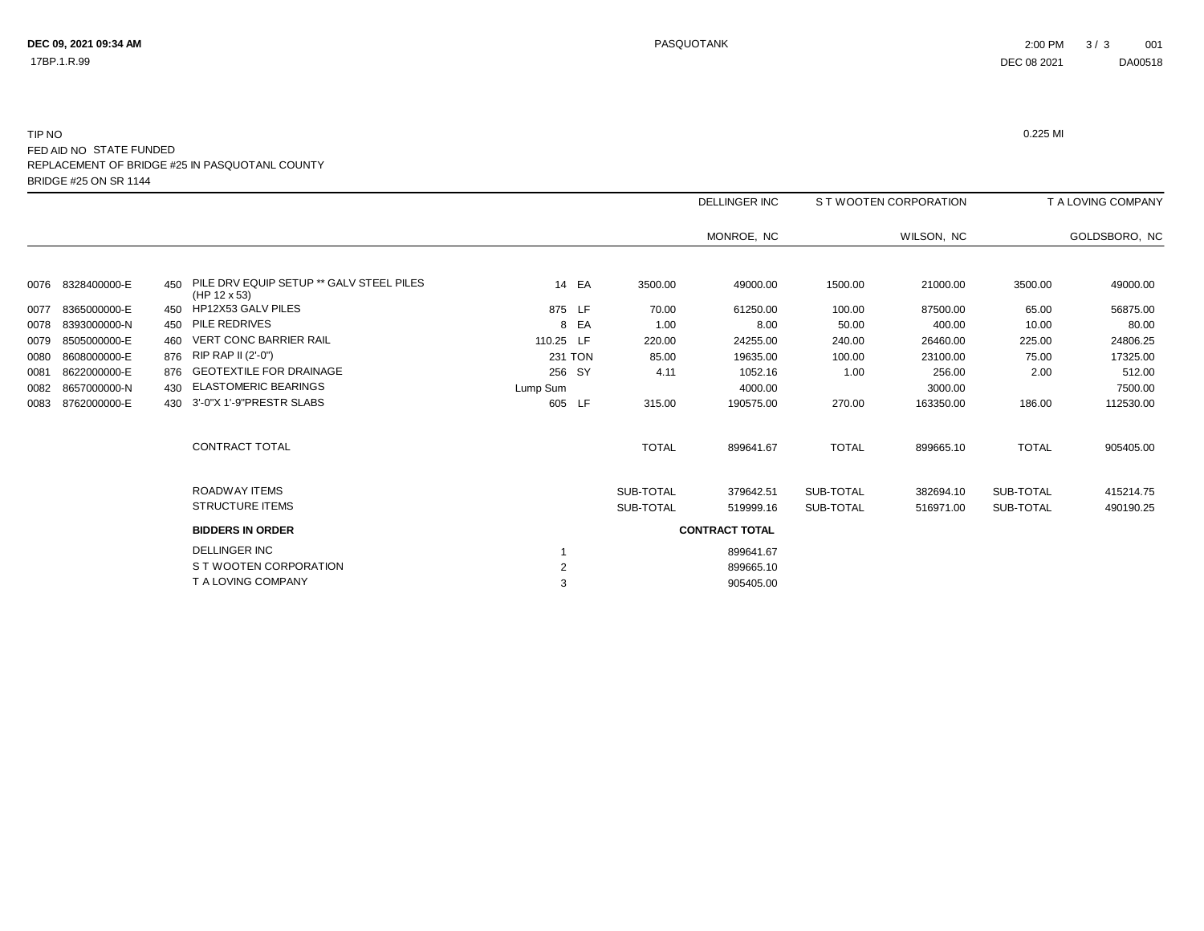TIP NO

FED AID NO STATE FUNDED

REPLACEMENT OF BRIDGE #25 IN PASQUOTANL COUNTY

BRIDGE #25 ON SR 1144

0.225 MI

| | | | | | | | DELLINGER INC | | S T WOOTEN CORPORATION | | T A LOVING COMPANY | |
|---|---|---|---|---|---|---|---|---|---|---|---|---|
| | | | | | | | MONROE, NC | | WILSON, NC | | GOLDSBORO, NC | |
| 0076 | 8328400000-E | 450 | PILE DRV EQUIP SETUP ** GALV STEEL PILES (HP 12 x 53) | 14 | EA | | 3500.00 | 49000.00 | 1500.00 | 21000.00 | 3500.00 | 49000.00 |
| 0077 | 8365000000-E | 450 | HP12X53 GALV PILES | 875 | LF | | 70.00 | 61250.00 | 100.00 | 87500.00 | 65.00 | 56875.00 |
| 0078 | 8393000000-N | 450 | PILE REDRIVES | 8 | EA | | 1.00 | 8.00 | 50.00 | 400.00 | 10.00 | 80.00 |
| 0079 | 8505000000-E | 460 | VERT CONC BARRIER RAIL | 110.25 | LF | | 220.00 | 24255.00 | 240.00 | 26460.00 | 225.00 | 24806.25 |
| 0080 | 8608000000-E | 876 | RIP RAP II (2'-0") | 231 | TON | | 85.00 | 19635.00 | 100.00 | 23100.00 | 75.00 | 17325.00 |
| 0081 | 8622000000-E | 876 | GEOTEXTILE FOR DRAINAGE | 256 | SY | | 4.11 | 1052.16 | 1.00 | 256.00 | 2.00 | 512.00 |
| 0082 | 8657000000-N | 430 | ELASTOMERIC BEARINGS | Lump Sum | | | | 4000.00 | | 3000.00 | | 7500.00 |
| 0083 | 8762000000-E | 430 | 3'-0"X 1'-9"PRESTR SLABS | 605 | LF | | 315.00 | 190575.00 | 270.00 | 163350.00 | 186.00 | 112530.00 |
| | | | CONTRACT TOTAL | | | | TOTAL | 899641.67 | TOTAL | 899665.10 | TOTAL | 905405.00 |
| | | | ROADWAY ITEMS | | | | SUB-TOTAL | 379642.51 | SUB-TOTAL | 382694.10 | SUB-TOTAL | 415214.75 |
| | | | STRUCTURE ITEMS | | | | SUB-TOTAL | 519999.16 | SUB-TOTAL | 516971.00 | SUB-TOTAL | 490190.25 |

| BIDDERS IN ORDER | | CONTRACT TOTAL |
|---|---|---|
| DELLINGER INC | 1 | 899641.67 |
| S T WOOTEN CORPORATION | 2 | 899665.10 |
| T A LOVING COMPANY | 3 | 905405.00 |